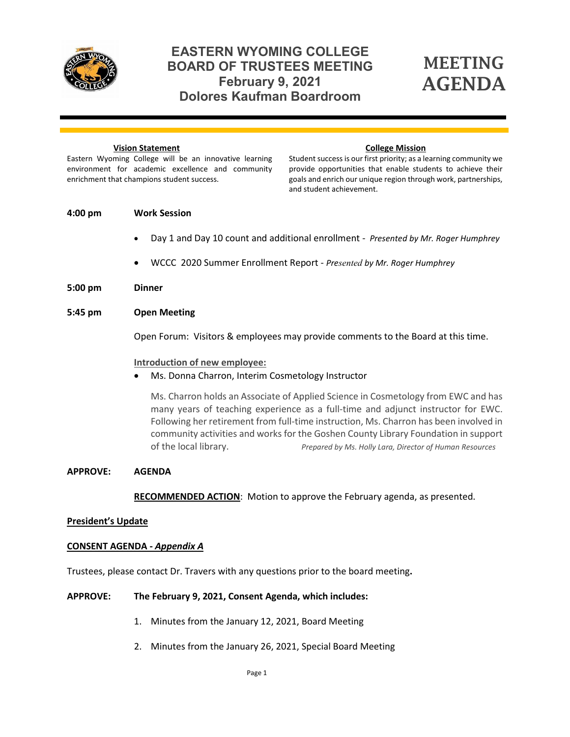# EASTERN WYOMING COLLEGE BOARD OF TRUSTEES MEETING
## February 9, 2021
## Dolores Kaufman Boardroom

# MEETING AGENDA

**Vision Statement**

Eastern Wyoming College will be an innovative learning environment for academic excellence and community enrichment that champions student success.

**College Mission**

Student success is our first priority; as a learning community we provide opportunities that enable students to achieve their goals and enrich our unique region through work, partnerships, and student achievement.

**4:00 pm** **Work Session**

- Day 1 and Day 10 count and additional enrollment - *Presented by Mr. Roger Humphrey*
- WCCC 2020 Summer Enrollment Report - *Presented by Mr. Roger Humphrey*

**5:00 pm** **Dinner**

**5:45 pm** **Open Meeting**

Open Forum: Visitors & employees may provide comments to the Board at this time.

**Introduction of new employee:**

- Ms. Donna Charron, Interim Cosmetology Instructor

  Ms. Charron holds an Associate of Applied Science in Cosmetology from EWC and has many years of teaching experience as a full-time and adjunct instructor for EWC. Following her retirement from full-time instruction, Ms. Charron has been involved in community activities and works for the Goshen County Library Foundation in support of the local library. *Prepared by Ms. Holly Lara, Director of Human Resources*

**APPROVE:** **AGENDA**

**RECOMMENDED ACTION**: Motion to approve the February agenda, as presented.

**President's Update**

**CONSENT AGENDA - *Appendix A***

Trustees, please contact Dr. Travers with any questions prior to the board meeting**.**

**APPROVE:** **The February 9, 2021, Consent Agenda, which includes:**

1. Minutes from the January 12, 2021, Board Meeting
2. Minutes from the January 26, 2021, Special Board Meeting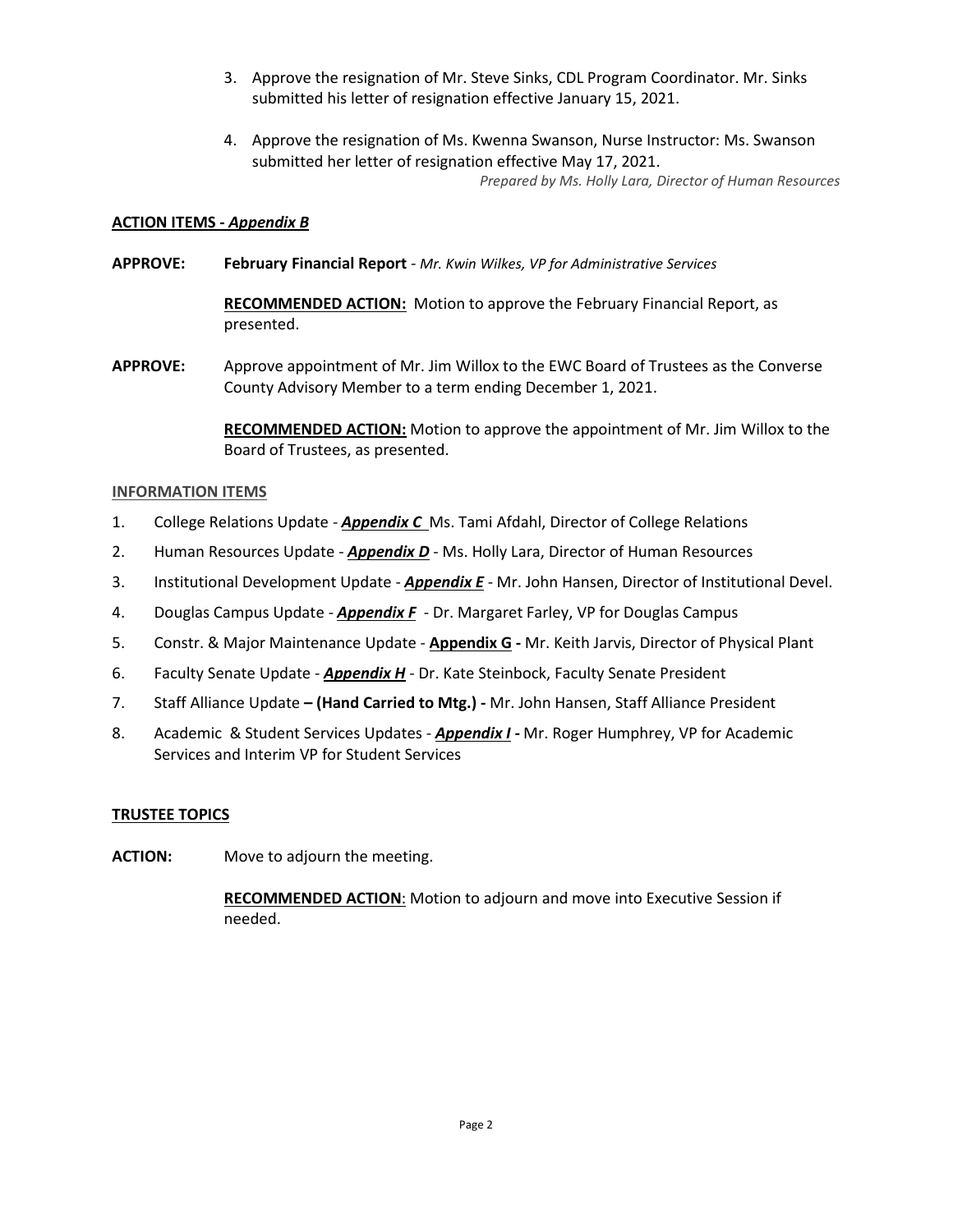3. Approve the resignation of Mr. Steve Sinks, CDL Program Coordinator. Mr. Sinks submitted his letter of resignation effective January 15, 2021.

4. Approve the resignation of Ms. Kwenna Swanson, Nurse Instructor: Ms. Swanson submitted her letter of resignation effective May 17, 2021.

*Prepared by Ms. Holly Lara, Director of Human Resources*

**ACTION ITEMS - *Appendix B***

**APPROVE:** **February Financial Report** - *Mr. Kwin Wilkes, VP for Administrative Services*

**RECOMMENDED ACTION:** Motion to approve the February Financial Report, as presented.

**APPROVE:** Approve appointment of Mr. Jim Willox to the EWC Board of Trustees as the Converse County Advisory Member to a term ending December 1, 2021.

**RECOMMENDED ACTION:** Motion to approve the appointment of Mr. Jim Willox to the Board of Trustees, as presented.

**INFORMATION ITEMS**

1. College Relations Update - ***Appendix C*** Ms. Tami Afdahl, Director of College Relations
2. Human Resources Update - ***Appendix D*** - Ms. Holly Lara, Director of Human Resources
3. Institutional Development Update - ***Appendix E*** - Mr. John Hansen, Director of Institutional Devel.
4. Douglas Campus Update - ***Appendix F*** - Dr. Margaret Farley, VP for Douglas Campus
5. Constr. & Major Maintenance Update - **Appendix G -** Mr. Keith Jarvis, Director of Physical Plant
6. Faculty Senate Update - ***Appendix H*** - Dr. Kate Steinbock, Faculty Senate President
7. Staff Alliance Update **– (Hand Carried to Mtg.) -** Mr. John Hansen, Staff Alliance President
8. Academic & Student Services Updates - ***Appendix I* -** Mr. Roger Humphrey, VP for Academic Services and Interim VP for Student Services

**TRUSTEE TOPICS**

**ACTION:** Move to adjourn the meeting.

**RECOMMENDED ACTION**: Motion to adjourn and move into Executive Session if needed.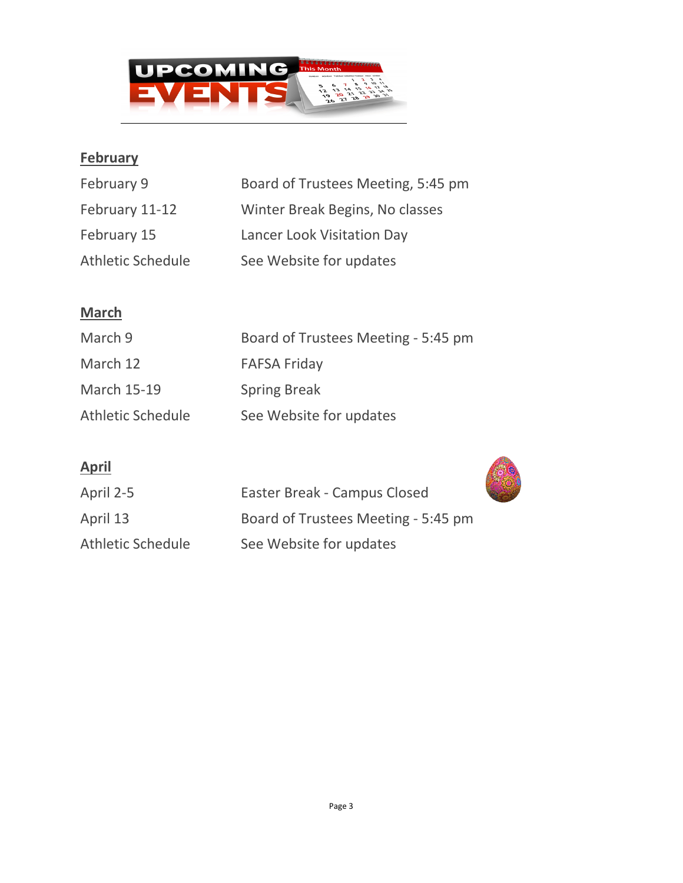# UPCOMING EVENTS

## February

| | |
|---|---|
| February 9 | Board of Trustees Meeting, 5:45 pm |
| February 11-12 | Winter Break Begins, No classes |
| February 15 | Lancer Look Visitation Day |
| Athletic Schedule | See Website for updates |

## March

| | |
|---|---|
| March 9 | Board of Trustees Meeting - 5:45 pm |
| March 12 | FAFSA Friday |
| March 15-19 | Spring Break |
| Athletic Schedule | See Website for updates |

## April

| | |
|---|---|
| April 2-5 | Easter Break - Campus Closed |
| April 13 | Board of Trustees Meeting - 5:45 pm |
| Athletic Schedule | See Website for updates |